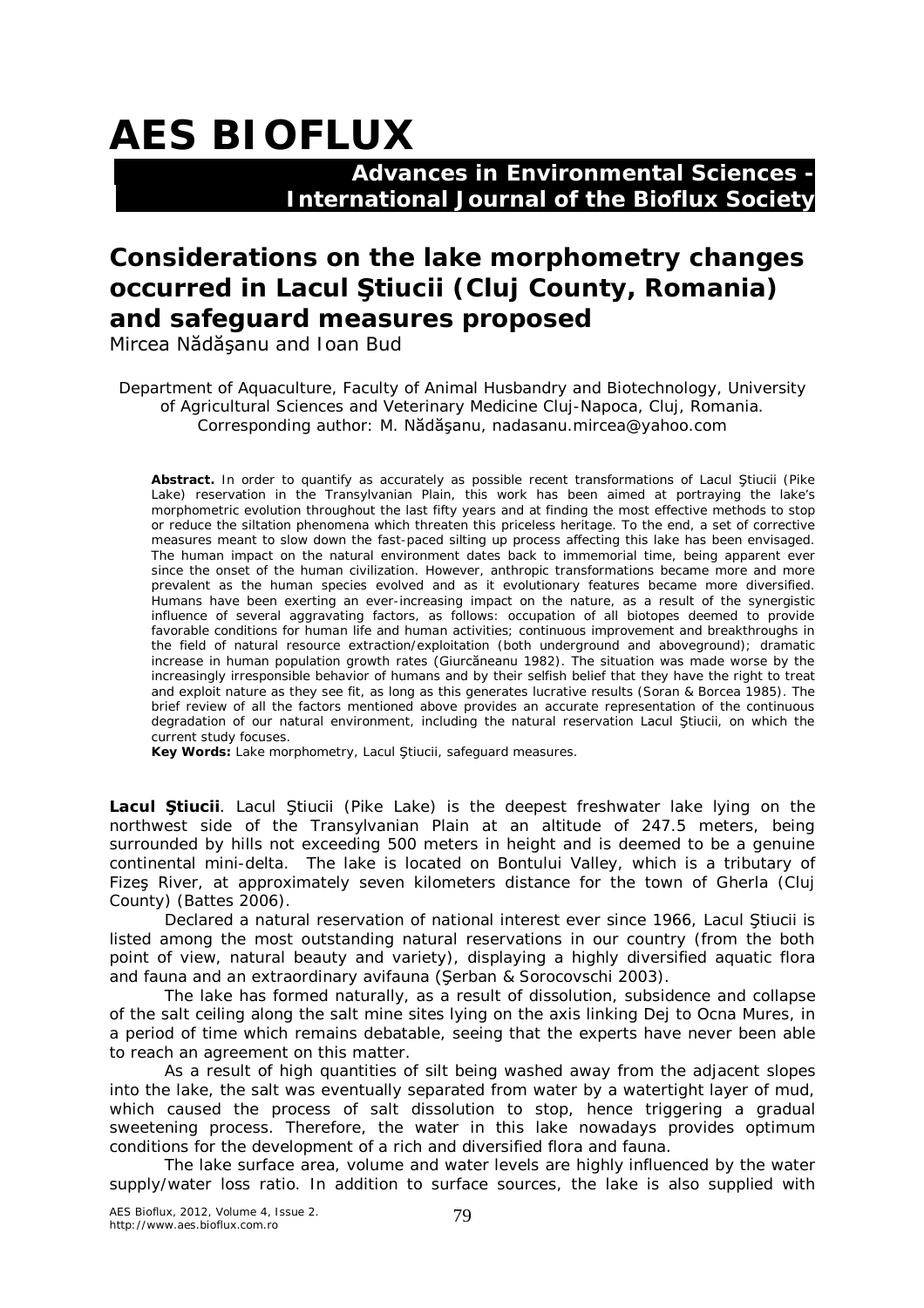# AES BIOFLUX

**Advances in Environmental Sciences - International Journal of the Bioflux Society**

## Considerations on the lake morphometry changes occurred in Lacul Ştiucii (Cluj County, Romania) and safeguard measures proposed

Mircea Nădăşanu and Ioan Bud

Department of Aquaculture, Faculty of Animal Husbandry and Biotechnology, University of Agricultural Sciences and Veterinary Medicine Cluj-Napoca, Cluj, Romania. Corresponding author: M. Nădăşanu, nadasanu.mircea@yahoo.com

**Abstract.** In order to quantify as accurately as possible recent transformations of Lacul Ştiucii (Pike Lake) reservation in the Transylvanian Plain, this work has been aimed at portraying the lake's morphometric evolution throughout the last fifty years and at finding the most effective methods to stop or reduce the siltation phenomena which threaten this priceless heritage. To the end, a set of corrective measures meant to slow down the fast-paced silting up process affecting this lake has been envisaged. The human impact on the natural environment dates back to immemorial time, being apparent ever since the onset of the human civilization. However, anthropic transformations became more and more prevalent as the human species evolved and as it evolutionary features became more diversified. Humans have been exerting an ever-increasing impact on the nature, as a result of the synergistic influence of several aggravating factors, as follows: occupation of all biotopes deemed to provide favorable conditions for human life and human activities; continuous improvement and breakthroughs in the field of natural resource extraction/exploitation (both underground and aboveground); dramatic increase in human population growth rates (Giurcăneanu 1982). The situation was made worse by the increasingly irresponsible behavior of humans and by their selfish belief that they have the right to treat and exploit nature as they see fit, as long as this generates lucrative results (Soran & Borcea 1985). The brief review of all the factors mentioned above provides an accurate representation of the continuous degradation of our natural environment, including the natural reservation Lacul Ştiucii, on which the current study focuses.

**Key Words:** Lake morphometry, Lacul Ştiucii, safeguard measures.

**Lacul Ştiucii**. Lacul Ştiucii (Pike Lake) is the deepest freshwater lake lying on the northwest side of the Transylvanian Plain at an altitude of 247.5 meters, being surrounded by hills not exceeding 500 meters in height and is deemed to be a genuine continental mini-delta. The lake is located on Bontului Valley, which is a tributary of Fizeş River, at approximately seven kilometers distance for the town of Gherla (Cluj County) (Battes 2006).

Declared a natural reservation of national interest ever since 1966, Lacul Ştiucii is listed among the most outstanding natural reservations in our country (from the both point of view, natural beauty and variety), displaying a highly diversified aquatic flora and fauna and an extraordinary avifauna (Şerban & Sorocovschi 2003).

The lake has formed naturally, as a result of dissolution, subsidence and collapse of the salt ceiling along the salt mine sites lying on the axis linking Dej to Ocna Mures, in a period of time which remains debatable, seeing that the experts have never been able to reach an agreement on this matter.

As a result of high quantities of silt being washed away from the adjacent slopes into the lake, the salt was eventually separated from water by a watertight layer of mud, which caused the process of salt dissolution to stop, hence triggering a gradual sweetening process. Therefore, the water in this lake nowadays provides optimum conditions for the development of a rich and diversified flora and fauna.

The lake surface area, volume and water levels are highly influenced by the water supply/water loss ratio. In addition to surface sources, the lake is also supplied with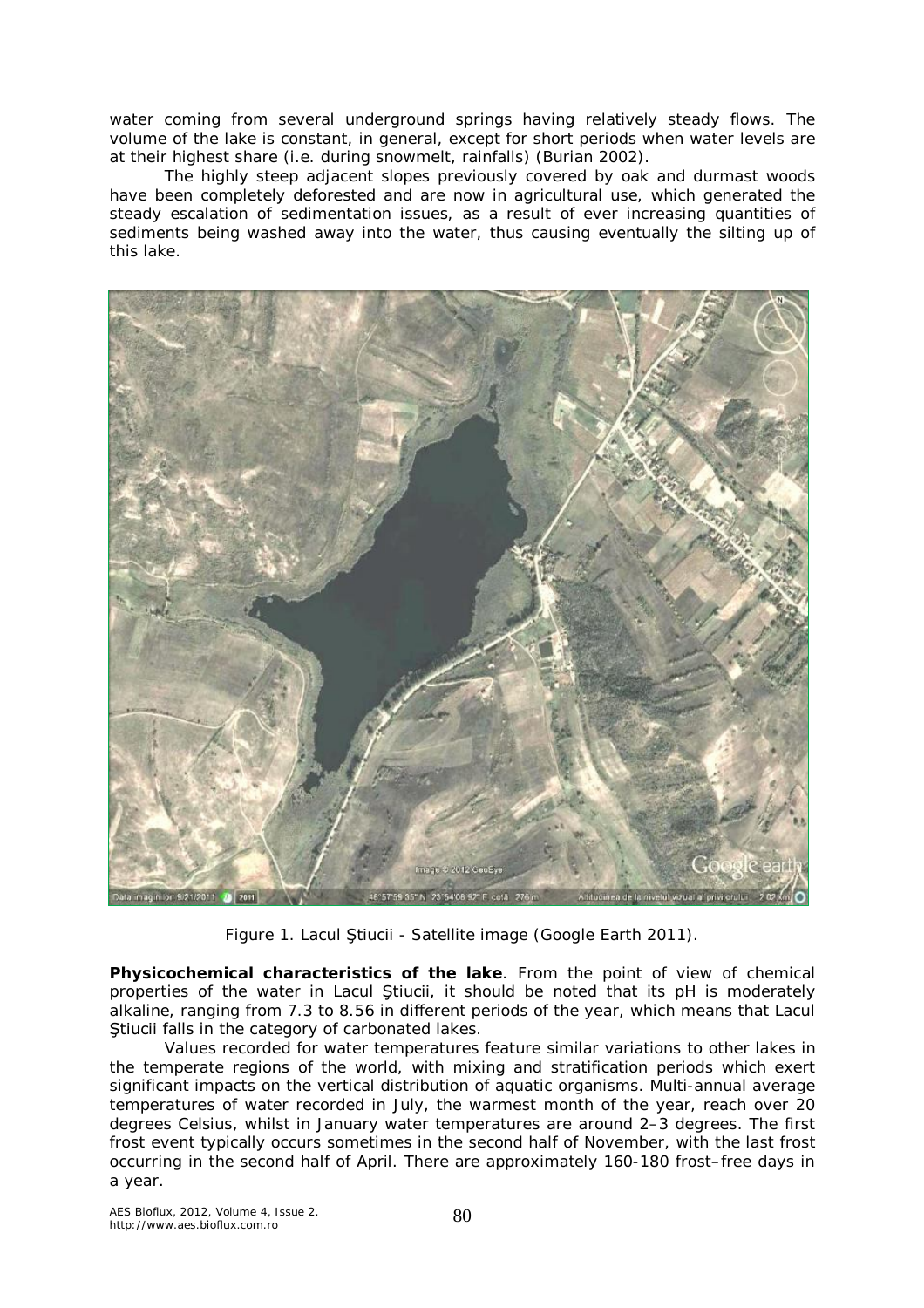water coming from several underground springs having relatively steady flows. The volume of the lake is constant, in general, except for short periods when water levels are at their highest share (i.e. during snowmelt, rainfalls) (Burian 2002).

The highly steep adjacent slopes previously covered by oak and durmast woods have been completely deforested and are now in agricultural use, which generated the steady escalation of sedimentation issues, as a result of ever increasing quantities of sediments being washed away into the water, thus causing eventually the silting up of this lake.

Figure 1. Lacul Ştiucii - Satellite image (Google Earth 2011).

**Physicochemical characteristics of the lake**. From the point of view of chemical properties of the water in Lacul Ştiucii, it should be noted that its pH is moderately alkaline, ranging from 7.3 to 8.56 in different periods of the year, which means that Lacul Ştiucii falls in the category of carbonated lakes.

Values recorded for water temperatures feature similar variations to other lakes in the temperate regions of the world, with mixing and stratification periods which exert significant impacts on the vertical distribution of aquatic organisms. Multi-annual average temperatures of water recorded in July, the warmest month of the year, reach over 20 degrees Celsius, whilst in January water temperatures are around 2–3 degrees. The first frost event typically occurs sometimes in the second half of November, with the last frost occurring in the second half of April. There are approximately 160-180 frost–free days in a year.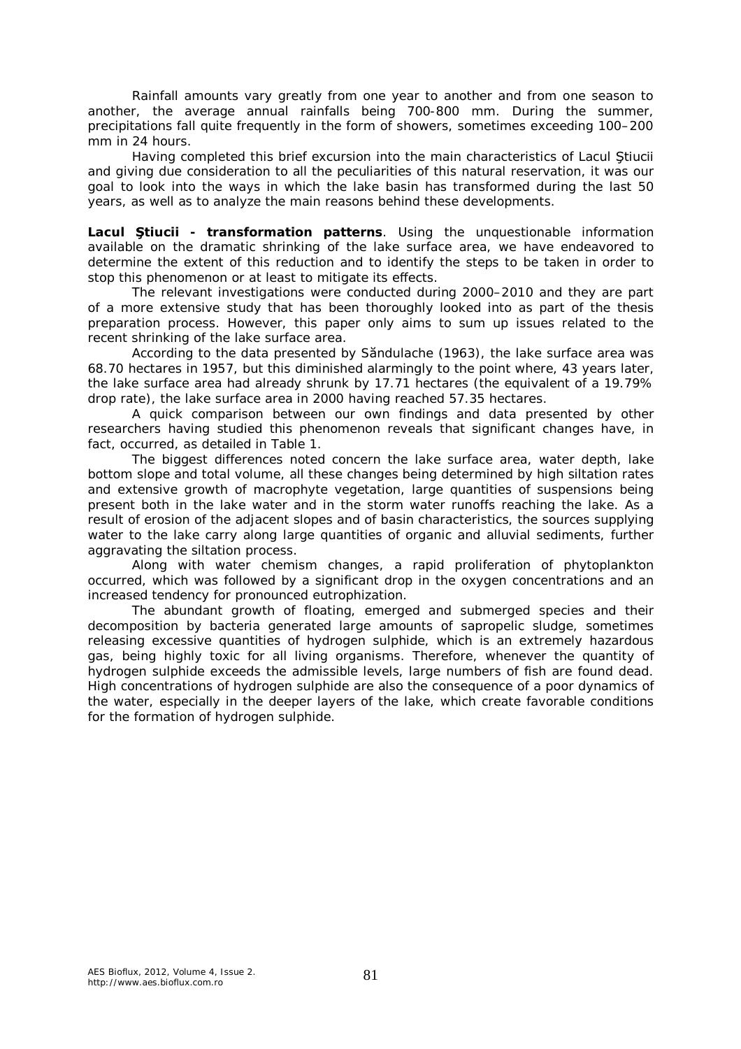Rainfall amounts vary greatly from one year to another and from one season to another, the average annual rainfalls being 700-800 mm. During the summer, precipitations fall quite frequently in the form of showers, sometimes exceeding 100–200 mm in 24 hours.

Having completed this brief excursion into the main characteristics of Lacul Ştiucii and giving due consideration to all the peculiarities of this natural reservation, it was our goal to look into the ways in which the lake basin has transformed during the last 50 years, as well as to analyze the main reasons behind these developments.

**Lacul Ştiucii - transformation patterns**. Using the unquestionable information available on the dramatic shrinking of the lake surface area, we have endeavored to determine the extent of this reduction and to identify the steps to be taken in order to stop this phenomenon or at least to mitigate its effects.

The relevant investigations were conducted during 2000–2010 and they are part of a more extensive study that has been thoroughly looked into as part of the thesis preparation process. However, this paper only aims to sum up issues related to the recent shrinking of the lake surface area.

According to the data presented by Săndulache (1963), the lake surface area was 68.70 hectares in 1957, but this diminished alarmingly to the point where, 43 years later, the lake surface area had already shrunk by 17.71 hectares (the equivalent of a 19.79% drop rate), the lake surface area in 2000 having reached 57.35 hectares.

A quick comparison between our own findings and data presented by other researchers having studied this phenomenon reveals that significant changes have, in fact, occurred, as detailed in Table 1.

The biggest differences noted concern the lake surface area, water depth, lake bottom slope and total volume, all these changes being determined by high siltation rates and extensive growth of macrophyte vegetation, large quantities of suspensions being present both in the lake water and in the storm water runoffs reaching the lake. As a result of erosion of the adjacent slopes and of basin characteristics, the sources supplying water to the lake carry along large quantities of organic and alluvial sediments, further aggravating the siltation process.

Along with water chemism changes, a rapid proliferation of phytoplankton occurred, which was followed by a significant drop in the oxygen concentrations and an increased tendency for pronounced eutrophization.

The abundant growth of floating, emerged and submerged species and their decomposition by bacteria generated large amounts of sapropelic sludge, sometimes releasing excessive quantities of hydrogen sulphide, which is an extremely hazardous gas, being highly toxic for all living organisms. Therefore, whenever the quantity of hydrogen sulphide exceeds the admissible levels, large numbers of fish are found dead. High concentrations of hydrogen sulphide are also the consequence of a poor dynamics of the water, especially in the deeper layers of the lake, which create favorable conditions for the formation of hydrogen sulphide.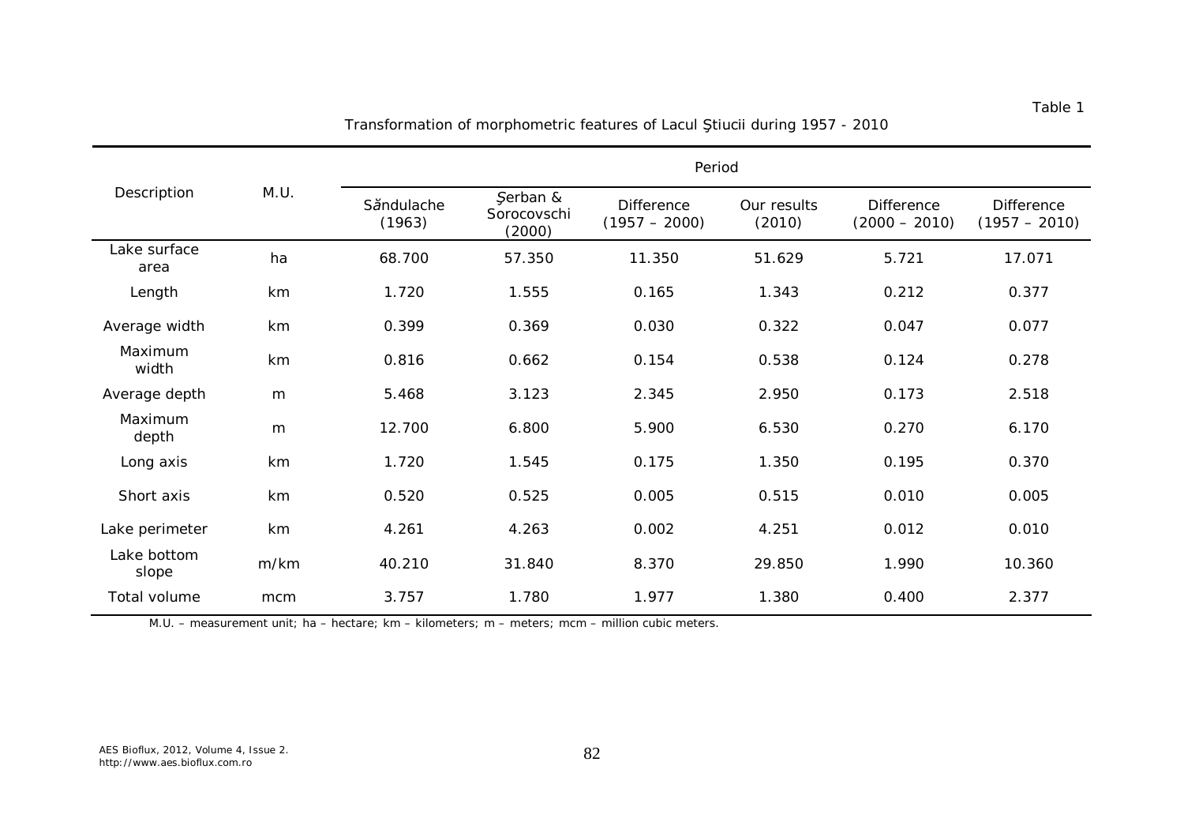Table 1

Transformation of morphometric features of Lacul Ştiucii during 1957 - 2010

| Description | M.U. | Period | | | | | |
|---|---|---|---|---|---|---|---|
| | | Sǎndulache (1963) | Şerban & Sorocovschi (2000) | Difference (1957 – 2000) | Our results (2010) | Difference (2000 – 2010) | Difference (1957 – 2010) |
| Lake surface area | ha | 68.700 | 57.350 | 11.350 | 51.629 | 5.721 | 17.071 |
| Length | km | 1.720 | 1.555 | 0.165 | 1.343 | 0.212 | 0.377 |
| Average width | km | 0.399 | 0.369 | 0.030 | 0.322 | 0.047 | 0.077 |
| Maximum width | km | 0.816 | 0.662 | 0.154 | 0.538 | 0.124 | 0.278 |
| Average depth | m | 5.468 | 3.123 | 2.345 | 2.950 | 0.173 | 2.518 |
| Maximum depth | m | 12.700 | 6.800 | 5.900 | 6.530 | 0.270 | 6.170 |
| Long axis | km | 1.720 | 1.545 | 0.175 | 1.350 | 0.195 | 0.370 |
| Short axis | km | 0.520 | 0.525 | 0.005 | 0.515 | 0.010 | 0.005 |
| Lake perimeter | km | 4.261 | 4.263 | 0.002 | 4.251 | 0.012 | 0.010 |
| Lake bottom slope | m/km | 40.210 | 31.840 | 8.370 | 29.850 | 1.990 | 10.360 |
| Total volume | mcm | 3.757 | 1.780 | 1.977 | 1.380 | 0.400 | 2.377 |

M.U. – measurement unit; ha – hectare; km – kilometers; m – meters; mcm – million cubic meters.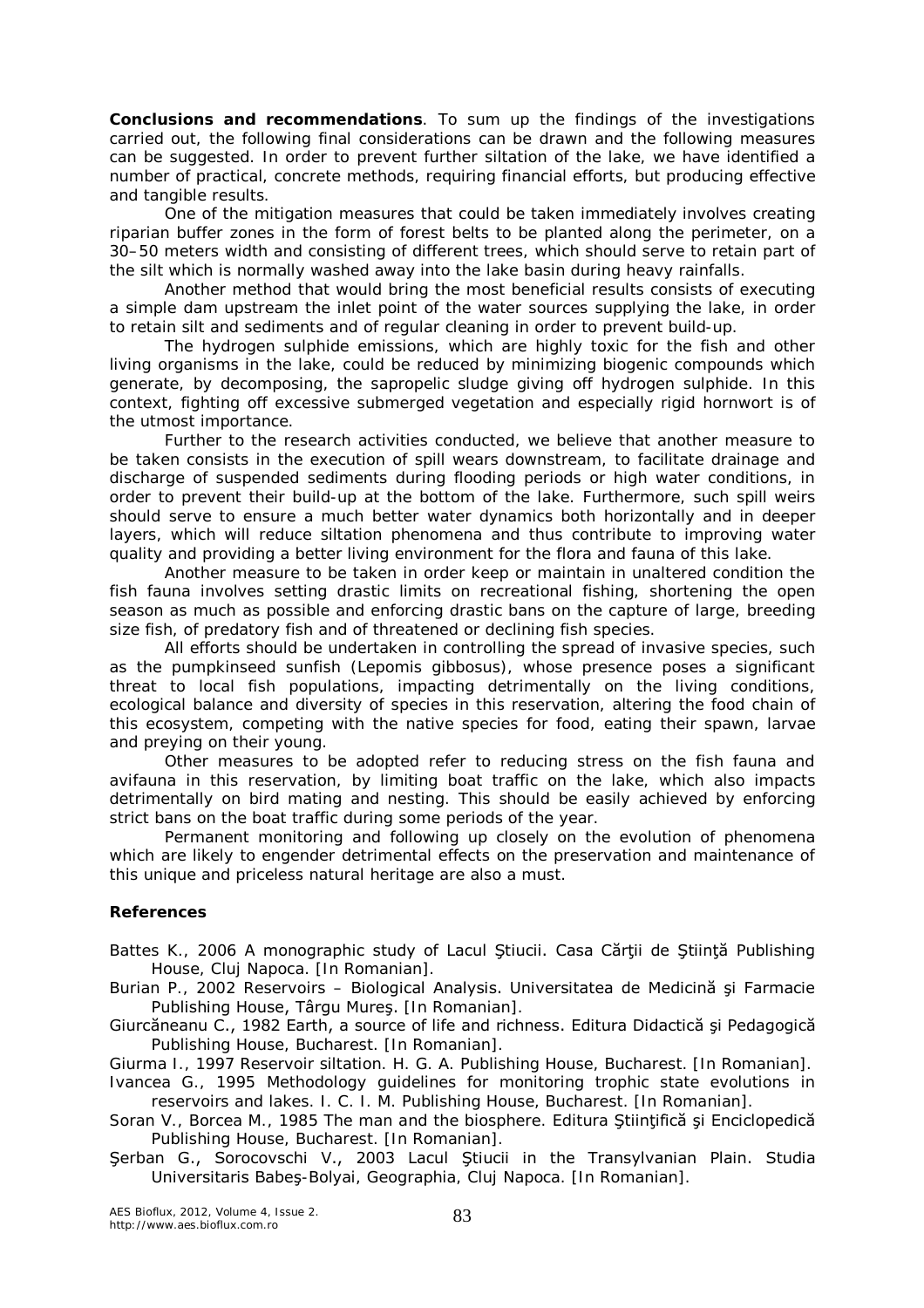**Conclusions and recommendations**. To sum up the findings of the investigations carried out, the following final considerations can be drawn and the following measures can be suggested. In order to prevent further siltation of the lake, we have identified a number of practical, concrete methods, requiring financial efforts, but producing effective and tangible results.

One of the mitigation measures that could be taken immediately involves creating riparian buffer zones in the form of forest belts to be planted along the perimeter, on a 30–50 meters width and consisting of different trees, which should serve to retain part of the silt which is normally washed away into the lake basin during heavy rainfalls.

Another method that would bring the most beneficial results consists of executing a simple dam upstream the inlet point of the water sources supplying the lake, in order to retain silt and sediments and of regular cleaning in order to prevent build-up.

The hydrogen sulphide emissions, which are highly toxic for the fish and other living organisms in the lake, could be reduced by minimizing biogenic compounds which generate, by decomposing, the sapropelic sludge giving off hydrogen sulphide. In this context, fighting off excessive submerged vegetation and especially rigid hornwort is of the utmost importance.

Further to the research activities conducted, we believe that another measure to be taken consists in the execution of spill wears downstream, to facilitate drainage and discharge of suspended sediments during flooding periods or high water conditions, in order to prevent their build-up at the bottom of the lake. Furthermore, such spill weirs should serve to ensure a much better water dynamics both horizontally and in deeper layers, which will reduce siltation phenomena and thus contribute to improving water quality and providing a better living environment for the flora and fauna of this lake.

Another measure to be taken in order keep or maintain in unaltered condition the fish fauna involves setting drastic limits on recreational fishing, shortening the open season as much as possible and enforcing drastic bans on the capture of large, breeding size fish, of predatory fish and of threatened or declining fish species.

All efforts should be undertaken in controlling the spread of invasive species, such as the pumpkinseed sunfish (*Lepomis gibbosus*), whose presence poses a significant threat to local fish populations, impacting detrimentally on the living conditions, ecological balance and diversity of species in this reservation, altering the food chain of this ecosystem, competing with the native species for food, eating their spawn, larvae and preying on their young.

Other measures to be adopted refer to reducing stress on the fish fauna and avifauna in this reservation, by limiting boat traffic on the lake, which also impacts detrimentally on bird mating and nesting. This should be easily achieved by enforcing strict bans on the boat traffic during some periods of the year.

Permanent monitoring and following up closely on the evolution of phenomena which are likely to engender detrimental effects on the preservation and maintenance of this unique and priceless natural heritage are also a must.

## References

Battes K., 2006 A monographic study of Lacul Ştiucii. Casa Cărţii de Ştiinţă Publishing House, Cluj Napoca. [In Romanian].

Burian P., 2002 Reservoirs – Biological Analysis. Universitatea de Medicină şi Farmacie Publishing House, Târgu Mureş. [In Romanian].

Giurcăneanu C., 1982 Earth, a source of life and richness. Editura Didactică şi Pedagogică Publishing House, Bucharest. [In Romanian].

Giurma I., 1997 Reservoir siltation. H. G. A. Publishing House, Bucharest. [In Romanian].

Ivancea G., 1995 Methodology guidelines for monitoring trophic state evolutions in reservoirs and lakes. I. C. I. M. Publishing House, Bucharest. [In Romanian].

Soran V., Borcea M., 1985 The man and the biosphere. Editura Ştiinţifică şi Enciclopedică Publishing House, Bucharest. [In Romanian].

Şerban G., Sorocovschi V., 2003 Lacul Ştiucii in the Transylvanian Plain. Studia Universitaris Babeş-Bolyai, Geographia, Cluj Napoca. [In Romanian].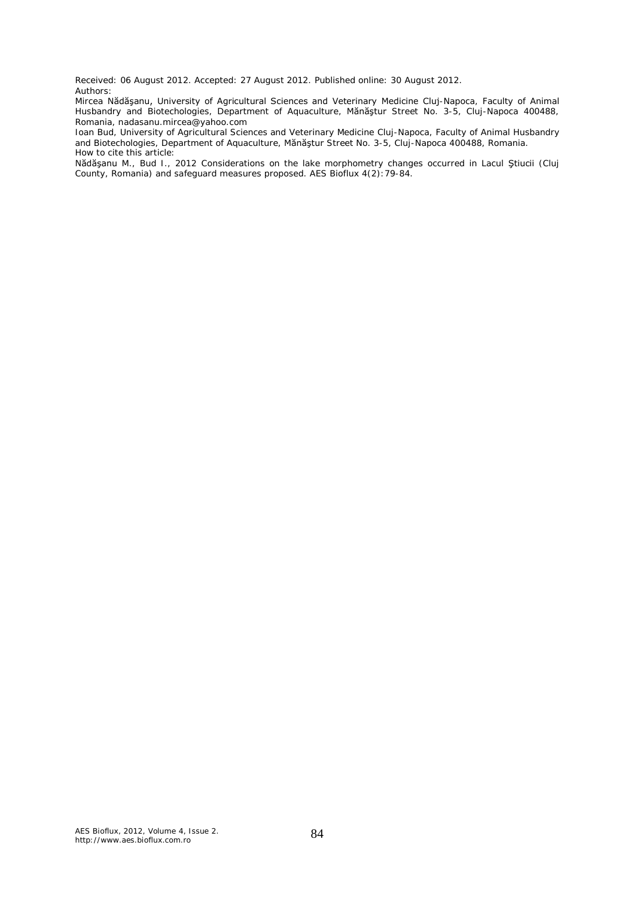Received: 06 August 2012. Accepted: 27 August 2012. Published online: 30 August 2012.

Authors:

Mircea Nădăşanu, University of Agricultural Sciences and Veterinary Medicine Cluj-Napoca, Faculty of Animal Husbandry and Biotechologies, Department of Aquaculture, Mănăştur Street No. 3-5, Cluj-Napoca 400488, Romania, nadasanu.mircea@yahoo.com

Ioan Bud, University of Agricultural Sciences and Veterinary Medicine Cluj-Napoca, Faculty of Animal Husbandry and Biotechologies, Department of Aquaculture, Mănăştur Street No. 3-5, Cluj-Napoca 400488, Romania.

How to cite this article:

Nădăşanu M., Bud I., 2012 Considerations on the lake morphometry changes occurred in Lacul Ştiucii (Cluj County, Romania) and safeguard measures proposed. AES Bioflux 4(2):79-84.